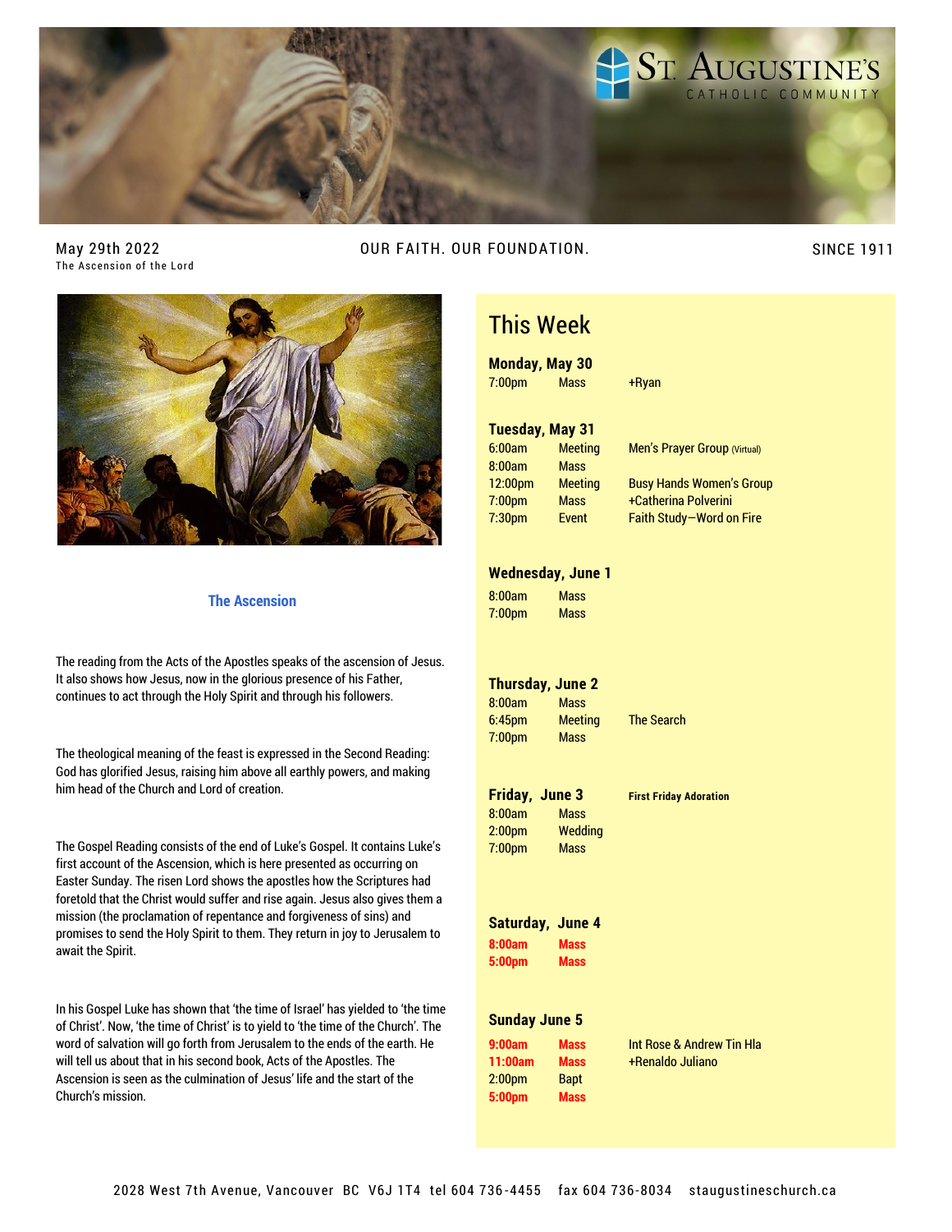# ST. AUGUSTINE'S
CATHOLIC COMMUNITY

May 29th 2022
The Ascension of the Lord

OUR FAITH. OUR FOUNDATION.

SINCE 1911

## The Ascension

The reading from the Acts of the Apostles speaks of the ascension of Jesus. It also shows how Jesus, now in the glorious presence of his Father, continues to act through the Holy Spirit and through his followers.

The theological meaning of the feast is expressed in the Second Reading: God has glorified Jesus, raising him above all earthly powers, and making him head of the Church and Lord of creation.

The Gospel Reading consists of the end of Luke's Gospel. It contains Luke's first account of the Ascension, which is here presented as occurring on Easter Sunday. The risen Lord shows the apostles how the Scriptures had foretold that the Christ would suffer and rise again. Jesus also gives them a mission (the proclamation of repentance and forgiveness of sins) and promises to send the Holy Spirit to them. They return in joy to Jerusalem to await the Spirit.

In his Gospel Luke has shown that 'the time of Israel' has yielded to 'the time of Christ'. Now, 'the time of Christ' is to yield to 'the time of the Church'. The word of salvation will go forth from Jerusalem to the ends of the earth. He will tell us about that in his second book, Acts of the Apostles. The Ascension is seen as the culmination of Jesus' life and the start of the Church's mission.

## This Week

**Monday, May 30**

| | | |
|---|---|---|
| 7:00pm | Mass | +Ryan |

**Tuesday, May 31**

| | | |
|---|---|---|
| 6:00am | Meeting | Men's Prayer Group (Virtual) |
| 8:00am | Mass | |
| 12:00pm | Meeting | Busy Hands Women's Group |
| 7:00pm | Mass | +Catherina Polverini |
| 7:30pm | Event | Faith Study—Word on Fire |

**Wednesday, June 1**

| | | |
|---|---|---|
| 8:00am | Mass | |
| 7:00pm | Mass | |

**Thursday, June 2**

| | | |
|---|---|---|
| 8:00am | Mass | |
| 6:45pm | Meeting | The Search |
| 7:00pm | Mass | |

**Friday, June 3** — **First Friday Adoration**

| | | |
|---|---|---|
| 8:00am | Mass | |
| 2:00pm | Wedding | |
| 7:00pm | Mass | |

**Saturday, June 4**

| | | |
|---|---|---|
| **8:00am** | **Mass** | |
| **5:00pm** | **Mass** | |

**Sunday June 5**

| | | |
|---|---|---|
| **9:00am** | **Mass** | Int Rose & Andrew Tin Hla |
| **11:00am** | **Mass** | +Renaldo Juliano |
| 2:00pm | Bapt | |
| **5:00pm** | **Mass** | |

2028 West 7th Avenue, Vancouver BC V6J 1T4 tel 604 736-4455 fax 604 736-8034 staugustineschurch.ca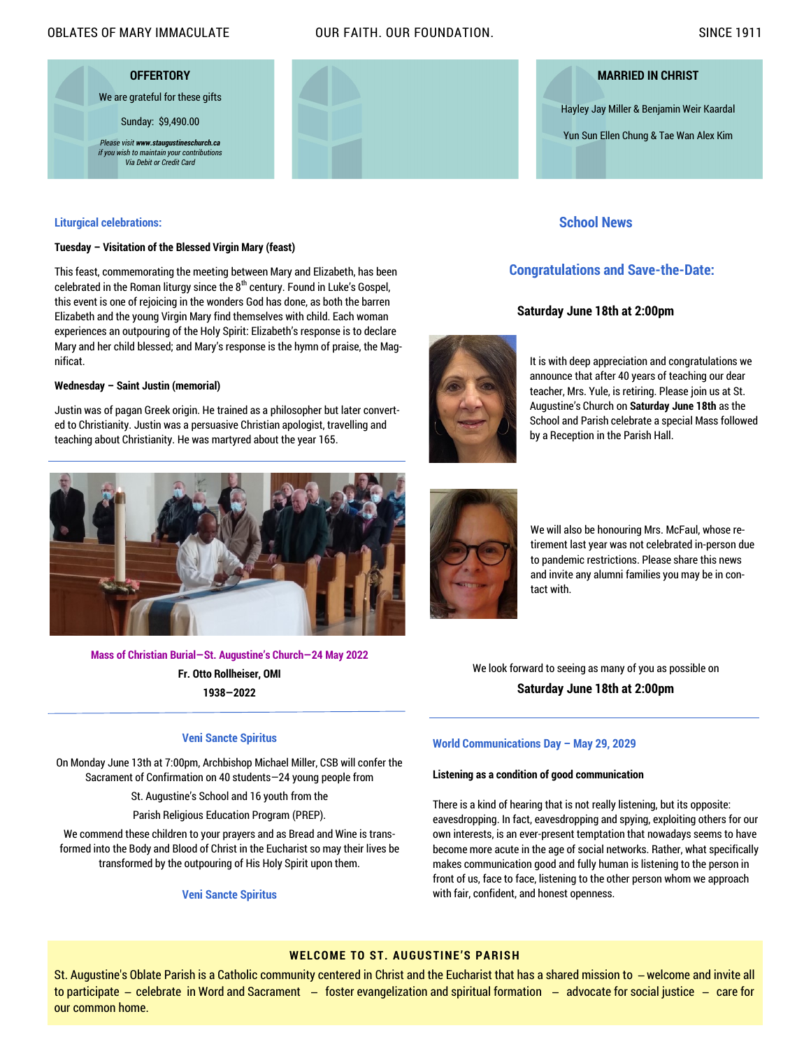## OFFERTORY

We are grateful for these gifts

Sunday: $9,490.00

*Please visit **www.staugustineschurch.ca** if you wish to maintain your contributions Via Debit or Credit Card*

## MARRIED IN CHRIST

Hayley Jay Miller & Benjamin Weir Kaardal

Yun Sun Ellen Chung & Tae Wan Alex Kim

### Liturgical celebrations:

**Tuesday – Visitation of the Blessed Virgin Mary (feast)**

This feast, commemorating the meeting between Mary and Elizabeth, has been celebrated in the Roman liturgy since the 8th century. Found in Luke's Gospel, this event is one of rejoicing in the wonders God has done, as both the barren Elizabeth and the young Virgin Mary find themselves with child. Each woman experiences an outpouring of the Holy Spirit: Elizabeth's response is to declare Mary and her child blessed; and Mary's response is the hymn of praise, the Magnificat.

**Wednesday – Saint Justin (memorial)**

Justin was of pagan Greek origin. He trained as a philosopher but later converted to Christianity. Justin was a persuasive Christian apologist, travelling and teaching about Christianity. He was martyred about the year 165.

**Mass of Christian Burial—St. Augustine's Church—24 May 2022**

**Fr. Otto Rollheiser, OMI**

**1938—2022**

### Veni Sancte Spiritus

On Monday June 13th at 7:00pm, Archbishop Michael Miller, CSB will confer the Sacrament of Confirmation on 40 students—24 young people from St. Augustine's School and 16 youth from the Parish Religious Education Program (PREP).

We commend these children to your prayers and as Bread and Wine is transformed into the Body and Blood of Christ in the Eucharist so may their lives be transformed by the outpouring of His Holy Spirit upon them.

**Veni Sancte Spiritus**

## School News

### Congratulations and Save-the-Date:

**Saturday June 18th at 2:00pm**

It is with deep appreciation and congratulations we announce that after 40 years of teaching our dear teacher, Mrs. Yule, is retiring. Please join us at St. Augustine's Church on **Saturday June 18th** as the School and Parish celebrate a special Mass followed by a Reception in the Parish Hall.

We will also be honouring Mrs. McFaul, whose retirement last year was not celebrated in-person due to pandemic restrictions. Please share this news and invite any alumni families you may be in contact with.

We look forward to seeing as many of you as possible on

**Saturday June 18th at 2:00pm**

### World Communications Day – May 29, 2029

**Listening as a condition of good communication**

There is a kind of hearing that is not really listening, but its opposite: eavesdropping. In fact, eavesdropping and spying, exploiting others for our own interests, is an ever-present temptation that nowadays seems to have become more acute in the age of social networks. Rather, what specifically makes communication good and fully human is listening to the person in front of us, face to face, listening to the other person whom we approach with fair, confident, and honest openness.

### WELCOME TO ST. AUGUSTINE'S PARISH

St. Augustine's Oblate Parish is a Catholic community centered in Christ and the Eucharist that has a shared mission to – welcome and invite all to participate – celebrate in Word and Sacrament – foster evangelization and spiritual formation – advocate for social justice – care for our common home.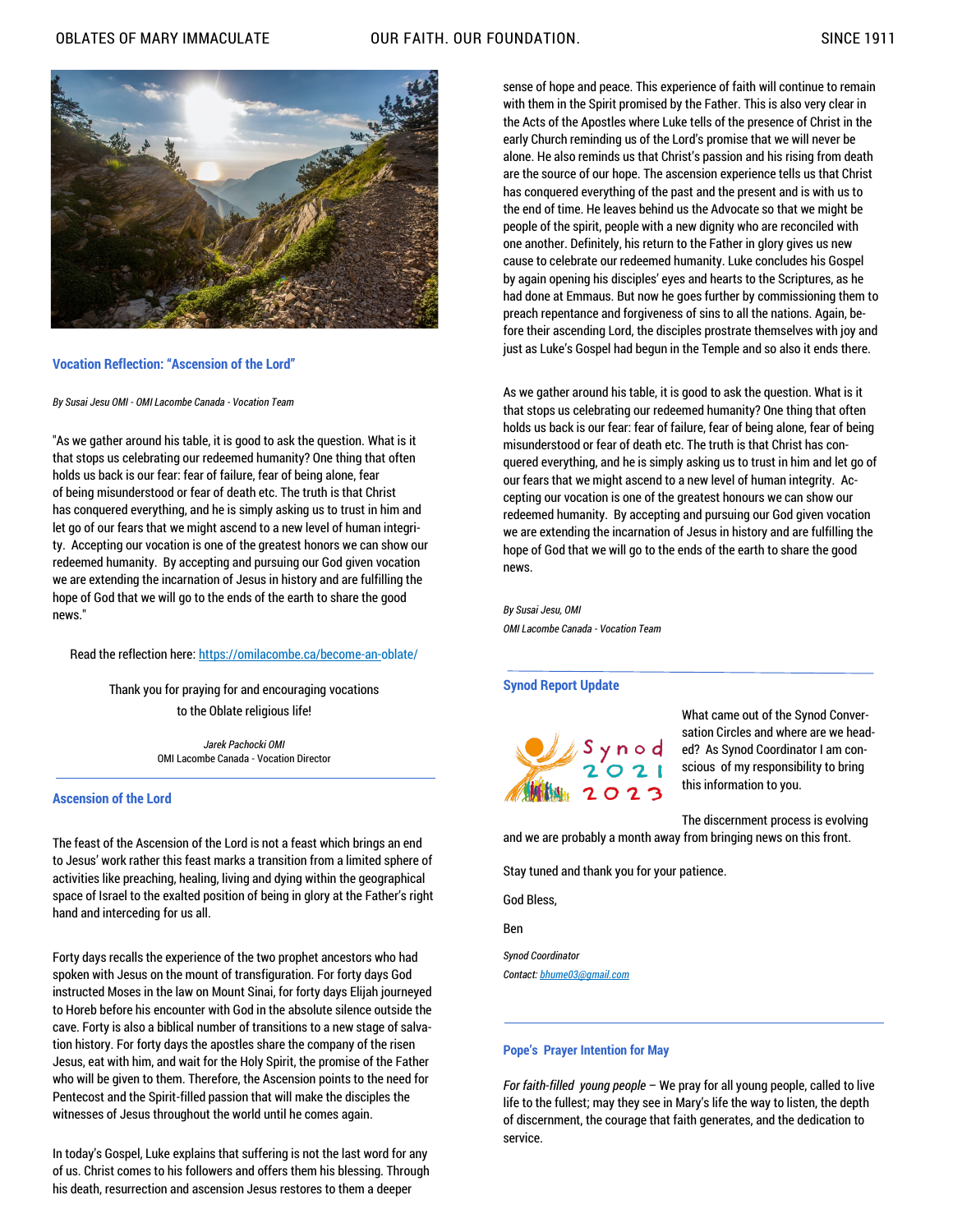### Vocation Reflection: "Ascension of the Lord"

*By Susai Jesu OMI - OMI Lacombe Canada - Vocation Team*

"As we gather around his table, it is good to ask the question. What is it that stops us celebrating our redeemed humanity? One thing that often holds us back is our fear: fear of failure, fear of being alone, fear of being misunderstood or fear of death etc. The truth is that Christ has conquered everything, and he is simply asking us to trust in him and let go of our fears that we might ascend to a new level of human integrity. Accepting our vocation is one of the greatest honors we can show our redeemed humanity. By accepting and pursuing our God given vocation we are extending the incarnation of Jesus in history and are fulfilling the hope of God that we will go to the ends of the earth to share the good news."

Read the reflection here: https://omilacombe.ca/become-an-oblate/

Thank you for praying for and encouraging vocations to the Oblate religious life!

*Jarek Pachocki OMI*
OMI Lacombe Canada - Vocation Director

---

### Ascension of the Lord

The feast of the Ascension of the Lord is not a feast which brings an end to Jesus' work rather this feast marks a transition from a limited sphere of activities like preaching, healing, living and dying within the geographical space of Israel to the exalted position of being in glory at the Father's right hand and interceding for us all.

Forty days recalls the experience of the two prophet ancestors who had spoken with Jesus on the mount of transfiguration. For forty days God instructed Moses in the law on Mount Sinai, for forty days Elijah journeyed to Horeb before his encounter with God in the absolute silence outside the cave. Forty is also a biblical number of transitions to a new stage of salvation history. For forty days the apostles share the company of the risen Jesus, eat with him, and wait for the Holy Spirit, the promise of the Father who will be given to them. Therefore, the Ascension points to the need for Pentecost and the Spirit-filled passion that will make the disciples the witnesses of Jesus throughout the world until he comes again.

In today's Gospel, Luke explains that suffering is not the last word for any of us. Christ comes to his followers and offers them his blessing. Through his death, resurrection and ascension Jesus restores to them a deeper sense of hope and peace. This experience of faith will continue to remain with them in the Spirit promised by the Father. This is also very clear in the Acts of the Apostles where Luke tells of the presence of Christ in the early Church reminding us of the Lord's promise that we will never be alone. He also reminds us that Christ's passion and his rising from death are the source of our hope. The ascension experience tells us that Christ has conquered everything of the past and the present and is with us to the end of time. He leaves behind us the Advocate so that we might be people of the spirit, people with a new dignity who are reconciled with one another. Definitely, his return to the Father in glory gives us new cause to celebrate our redeemed humanity. Luke concludes his Gospel by again opening his disciples' eyes and hearts to the Scriptures, as he had done at Emmaus. But now he goes further by commissioning them to preach repentance and forgiveness of sins to all the nations. Again, before their ascending Lord, the disciples prostrate themselves with joy and just as Luke's Gospel had begun in the Temple and so also it ends there.

As we gather around his table, it is good to ask the question. What is it that stops us celebrating our redeemed humanity? One thing that often holds us back is our fear: fear of failure, fear of being alone, fear of being misunderstood or fear of death etc. The truth is that Christ has conquered everything, and he is simply asking us to trust in him and let go of our fears that we might ascend to a new level of human integrity. Accepting our vocation is one of the greatest honours we can show our redeemed humanity. By accepting and pursuing our God given vocation we are extending the incarnation of Jesus in history and are fulfilling the hope of God that we will go to the ends of the earth to share the good news.

*By Susai Jesu, OMI*
*OMI Lacombe Canada - Vocation Team*

---

### Synod Report Update

What came out of the Synod Conversation Circles and where are we headed? As Synod Coordinator I am conscious of my responsibility to bring this information to you.

The discernment process is evolving and we are probably a month away from bringing news on this front.

Stay tuned and thank you for your patience.

God Bless,

Ben

*Synod Coordinator*
*Contact: bhume03@gmail.com*

---

### Pope's Prayer Intention for May

*For faith-filled young people* – We pray for all young people, called to live life to the fullest; may they see in Mary's life the way to listen, the depth of discernment, the courage that faith generates, and the dedication to service.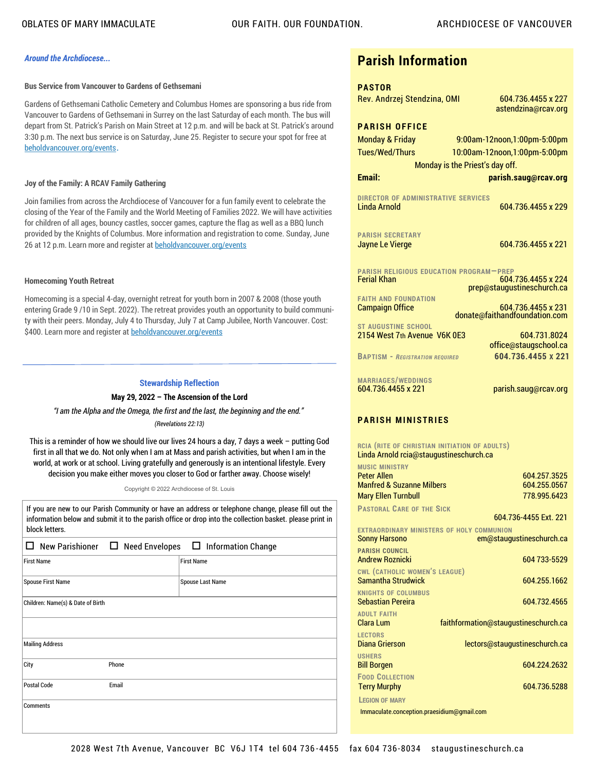*Around the Archdiocese...*

**Bus Service from Vancouver to Gardens of Gethsemani**

Gardens of Gethsemani Catholic Cemetery and Columbus Homes are sponsoring a bus ride from Vancouver to Gardens of Gethsemani in Surrey on the last Saturday of each month. The bus will depart from St. Patrick's Parish on Main Street at 12 p.m. and will be back at St. Patrick's around 3:30 p.m. The next bus service is on Saturday, June 25. Register to secure your spot for free at beholdvancouver.org/events.

**Joy of the Family: A RCAV Family Gathering**

Join families from across the Archdiocese of Vancouver for a fun family event to celebrate the closing of the Year of the Family and the World Meeting of Families 2022. We will have activities for children of all ages, bouncy castles, soccer games, capture the flag as well as a BBQ lunch provided by the Knights of Columbus. More information and registration to come. Sunday, June 26 at 12 p.m. Learn more and register at beholdvancouver.org/events

**Homecoming Youth Retreat**

Homecoming is a special 4-day, overnight retreat for youth born in 2007 & 2008 (those youth entering Grade 9 /10 in Sept. 2022). The retreat provides youth an opportunity to build community with their peers. Monday, July 4 to Thursday, July 7 at Camp Jubilee, North Vancouver. Cost: $400. Learn more and register at beholdvancouver.org/events

---

**Stewardship Reflection**

**May 29, 2022 – The Ascension of the Lord**

*"I am the Alpha and the Omega, the first and the last, the beginning and the end."*

*(Revelations 22:13)*

This is a reminder of how we should live our lives 24 hours a day, 7 days a week – putting God first in all that we do. Not only when I am at Mass and parish activities, but when I am in the world, at work or at school. Living gratefully and generously is an intentional lifestyle. Every decision you make either moves you closer to God or farther away. Choose wisely!

Copyright © 2022 Archdiocese of St. Louis

If you are new to our Parish Community or have an address or telephone change, please fill out the information below and submit it to the parish office or drop into the collection basket. please print in block letters.

☐ New Parishioner ☐ Need Envelopes ☐ Information Change

| First Name | First Name |
|---|---|
| Spouse First Name | Spouse Last Name |
| Children: Name(s) & Date of Birth | |
| | |
| Mailing Address | |
| City | Phone |
| Postal Code | Email |
| Comments | |

## Parish Information

**PASTOR**
Rev. Andrzej Stendzina, OMI — 604.736.4455 x 227, astendzina@rcav.org

**PARISH OFFICE**
Monday & Friday: 9:00am-12noon,1:00pm-5:00pm
Tues/Wed/Thurs: 10:00am-12noon,1:00pm-5:00pm
Monday is the Priest's day off.
**Email:** **parish.saug@rcav.org**

**DIRECTOR OF ADMINISTRATIVE SERVICES**
Linda Arnold — 604.736.4455 x 229

**PARISH SECRETARY**
Jayne Le Vierge — 604.736.4455 x 221

**PARISH RELIGIOUS EDUCATION PROGRAM—PREP**
Ferial Khan — 604.736.4455 x 224, prep@staugustineschurch.ca

**FAITH AND FOUNDATION**
Campaign Office — 604.736.4455 x 231, donate@faithandfoundation.com

**ST AUGUSTINE SCHOOL**
2154 West 7th Avenue V6K 0E3 — 604.731.8024, office@staugschool.ca

**BAPTISM -** *REGISTRATION REQUIRED* — **604.736.4455 x 221**

**MARRIAGES/WEDDINGS**
604.736.4455 x 221 — parish.saug@rcav.org

**PARISH MINISTRIES**

**RCIA (RITE OF CHRISTIAN INITIATION OF ADULTS)**
Linda Arnold rcia@staugustineschurch.ca

**MUSIC MINISTRY**
Peter Allen — 604.257.3525
Manfred & Suzanne Milbers — 604.255.0567
Mary Ellen Turnbull — 778.995.6423

**PASTORAL CARE OF THE SICK**
604.736-4455 Ext. 221

**EXTRAORDINARY MINISTERS OF HOLY COMMUNION**
Sonny Harsono — em@staugustineschurch.ca

**PARISH COUNCIL**
Andrew Roznicki — 604 733-5529

**CWL (CATHOLIC WOMEN'S LEAGUE)**
Samantha Strudwick — 604.255.1662

**KNIGHTS OF COLUMBUS**
Sebastian Pereira — 604.732.4565

**ADULT FAITH**
Clara Lum — faithformation@staugustineschurch.ca

**LECTORS**
Diana Grierson — lectors@staugustineschurch.ca

**USHERS**
Bill Borgen — 604.224.2632

**FOOD COLLECTION**
Terry Murphy — 604.736.5288

**LEGION OF MARY**
Immaculate.conception.praesidium@gmail.com

2028 West 7th Avenue, Vancouver BC V6J 1T4 tel 604 736-4455 fax 604 736-8034 staugustineschurch.ca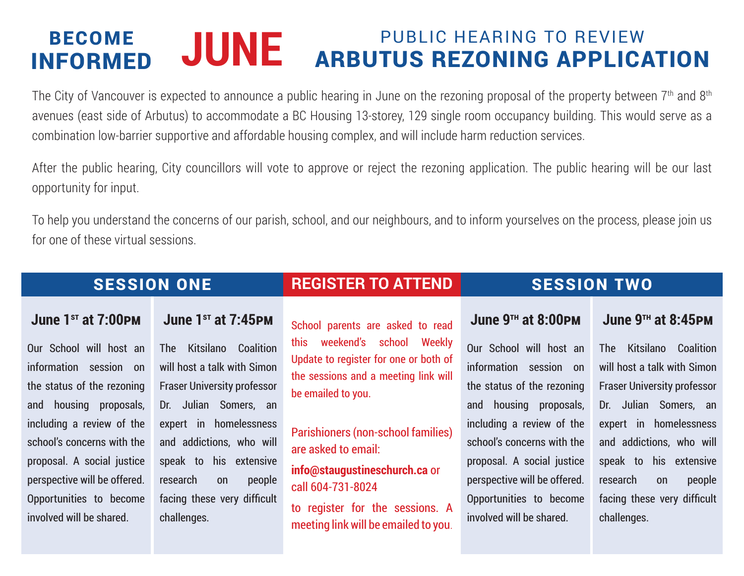# BECOME INFORMED JUNE PUBLIC HEARING TO REVIEW ARBUTUS REZONING APPLICATION

The City of Vancouver is expected to announce a public hearing in June on the rezoning proposal of the property between 7th and 8th avenues (east side of Arbutus) to accommodate a BC Housing 13-storey, 129 single room occupancy building. This would serve as a combination low-barrier supportive and affordable housing complex, and will include harm reduction services.

After the public hearing, City councillors will vote to approve or reject the rezoning application. The public hearing will be our last opportunity for input.

To help you understand the concerns of our parish, school, and our neighbours, and to inform yourselves on the process, please join us for one of these virtual sessions.

## SESSION ONE

### June 1st at 7:00PM

Our School will host an information session on the status of the rezoning and housing proposals, including a review of the school's concerns with the proposal. A social justice perspective will be offered. Opportunities to become involved will be shared.

### June 1st at 7:45PM

The Kitsilano Coalition will host a talk with Simon Fraser University professor Dr. Julian Somers, an expert in homelessness and addictions, who will speak to his extensive research on people facing these very difficult challenges.

## REGISTER TO ATTEND

School parents are asked to read this weekend's school Weekly Update to register for one or both of the sessions and a meeting link will be emailed to you.

Parishioners (non-school families) are asked to email:

**info@staugustineschurch.ca** or call 604-731-8024

to register for the sessions. A meeting link will be emailed to you.

## SESSION TWO

### June 9th at 8:00PM

Our School will host an information session on the status of the rezoning and housing proposals, including a review of the school's concerns with the proposal. A social justice perspective will be offered. Opportunities to become involved will be shared.

### June 9th at 8:45PM

The Kitsilano Coalition will host a talk with Simon Fraser University professor Dr. Julian Somers, an expert in homelessness and addictions, who will speak to his extensive research on people facing these very difficult challenges.